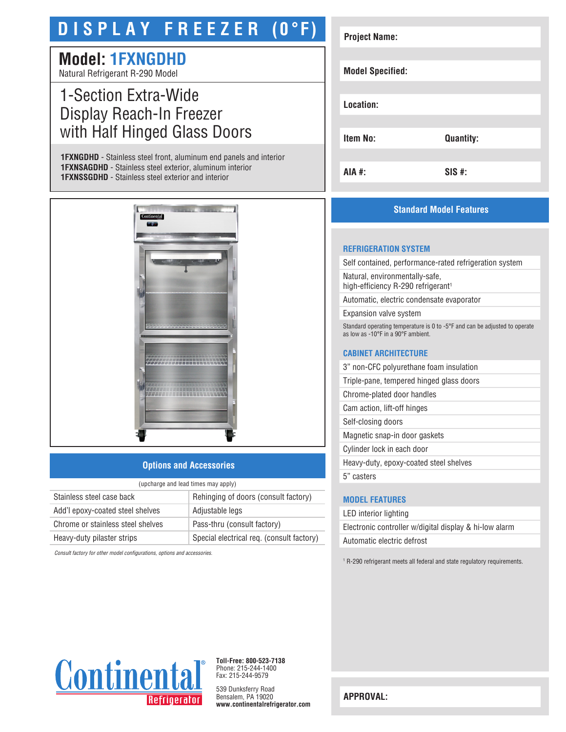# DISPLAY FREEZER (0°F)

## Model: 1FXNGDHD

Natural Refrigerant R-290 Model

## 1-Section Extra-Wide Display Reach-In Freezer with Half Hinged Glass Doors

**1FXNGDHD** - Stainless steel front, aluminum end panels and interior
**1FXNSAGDHD** - Stainless steel exterior, aluminum interior
**1FXNSSGDHD** - Stainless steel exterior and interior

| | |
|---|---|
| **Project Name:** | |
| **Model Specified:** | |
| **Location:** | |
| **Item No:** | **Quantity:** |
| **AIA #:** | **SIS #:** |

## Options and Accessories

(upcharge and lead times may apply)

| | |
|---|---|
| Stainless steel case back | Rehinging of doors (consult factory) |
| Add'l epoxy-coated steel shelves | Adjustable legs |
| Chrome or stainless steel shelves | Pass-thru (consult factory) |
| Heavy-duty pilaster strips | Special electrical req. (consult factory) |

*Consult factory for other model configurations, options and accessories.*

## Standard Model Features

### REFRIGERATION SYSTEM

- Self contained, performance-rated refrigeration system
- Natural, environmentally-safe, high-efficiency R-290 refrigerant[1]
- Automatic, electric condensate evaporator
- Expansion valve system

Standard operating temperature is 0 to -5°F and can be adjusted to operate as low as -10°F in a 90°F ambient.

### CABINET ARCHITECTURE

- 3" non-CFC polyurethane foam insulation
- Triple-pane, tempered hinged glass doors
- Chrome-plated door handles
- Cam action, lift-off hinges
- Self-closing doors
- Magnetic snap-in door gaskets
- Cylinder lock in each door
- Heavy-duty, epoxy-coated steel shelves
- 5" casters

### MODEL FEATURES

- LED interior lighting
- Electronic controller w/digital display & hi-low alarm
- Automatic electric defrost

[1] R-290 refrigerant meets all federal and state regulatory requirements.

Continental Refrigerator

**Toll-Free: 800-523-7138**
Phone: 215-244-1400
Fax: 215-244-9579

539 Dunksferry Road
Bensalem, PA 19020
**www.continentalrefrigerator.com**

**APPROVAL:**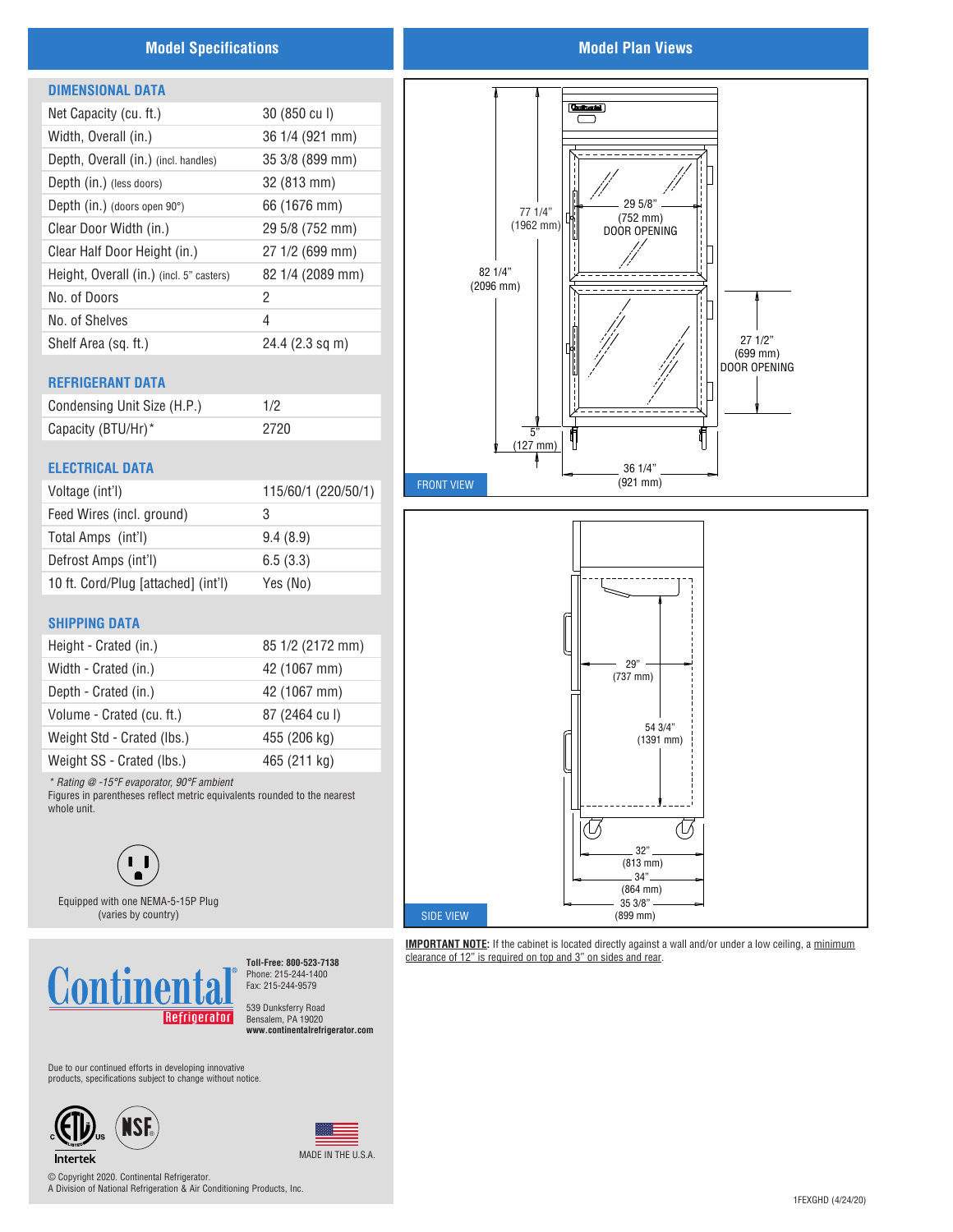## Model Specifications

### DIMENSIONAL DATA

| | |
|---|---|
| Net Capacity (cu. ft.) | 30 (850 cu l) |
| Width, Overall (in.) | 36 1/4 (921 mm) |
| Depth, Overall (in.) (incl. handles) | 35 3/8 (899 mm) |
| Depth (in.) (less doors) | 32 (813 mm) |
| Depth (in.) (doors open 90°) | 66 (1676 mm) |
| Clear Door Width (in.) | 29 5/8 (752 mm) |
| Clear Half Door Height (in.) | 27 1/2 (699 mm) |
| Height, Overall (in.) (incl. 5" casters) | 82 1/4 (2089 mm) |
| No. of Doors | 2 |
| No. of Shelves | 4 |
| Shelf Area (sq. ft.) | 24.4 (2.3 sq m) |

### REFRIGERANT DATA

| | |
|---|---|
| Condensing Unit Size (H.P.) | 1/2 |
| Capacity (BTU/Hr)* | 2720 |

### ELECTRICAL DATA

| | |
|---|---|
| Voltage (int'l) | 115/60/1 (220/50/1) |
| Feed Wires (incl. ground) | 3 |
| Total Amps (int'l) | 9.4 (8.9) |
| Defrost Amps (int'l) | 6.5 (3.3) |
| 10 ft. Cord/Plug [attached] (int'l) | Yes (No) |

### SHIPPING DATA

| | |
|---|---|
| Height - Crated (in.) | 85 1/2 (2172 mm) |
| Width - Crated (in.) | 42 (1067 mm) |
| Depth - Crated (in.) | 42 (1067 mm) |
| Volume - Crated (cu. ft.) | 87 (2464 cu l) |
| Weight Std - Crated (lbs.) | 455 (206 kg) |
| Weight SS - Crated (lbs.) | 465 (211 kg) |

*\* Rating @ -15°F evaporator, 90°F ambient*

Figures in parentheses reflect metric equivalents rounded to the nearest whole unit.

Equipped with one NEMA-5-15P Plug (varies by country)

**Toll-Free: 800-523-7138**
Phone: 215-244-1400
Fax: 215-244-9579

539 Dunksferry Road
Bensalem, PA 19020
**www.continentalrefrigerator.com**

Due to our continued efforts in developing innovative products, specifications subject to change without notice.

Intertek

MADE IN THE U.S.A.

© Copyright 2020. Continental Refrigerator.
A Division of National Refrigeration & Air Conditioning Products, Inc.

## Model Plan Views

FRONT VIEW

77 1/4" (1962 mm)
82 1/4" (2096 mm)
29 5/8" (752 mm) DOOR OPENING
27 1/2" (699 mm) DOOR OPENING
5" (127 mm)
36 1/4" (921 mm)

SIDE VIEW

29" (737 mm)
54 3/4" (1391 mm)
32" (813 mm)
34" (864 mm)
35 3/8" (899 mm)

**IMPORTANT NOTE:** If the cabinet is located directly against a wall and/or under a low ceiling, a minimum clearance of 12" is required on top and 3" on sides and rear.

1FEXGHD (4/24/20)